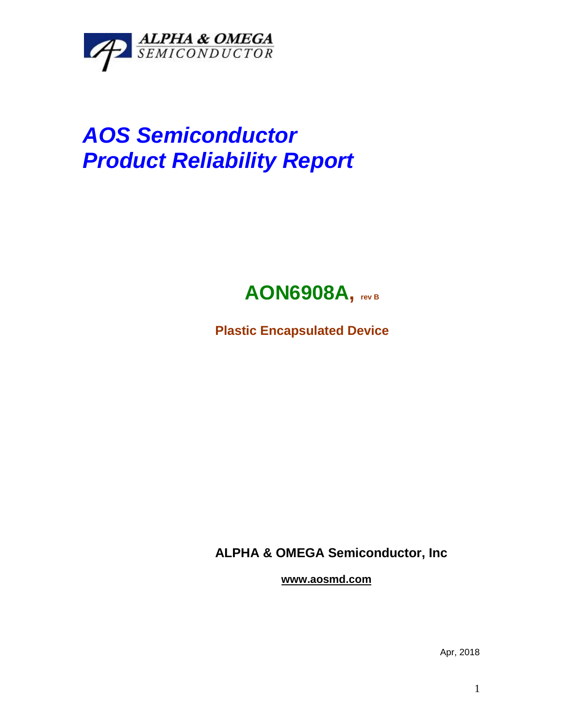ALPHA & OMEGA
SEMICONDUCTOR

# AOS Semiconductor
# Product Reliability Report

## AON6908A, rev B

**Plastic Encapsulated Device**

**ALPHA & OMEGA Semiconductor, Inc**

**www.aosmd.com**

Apr, 2018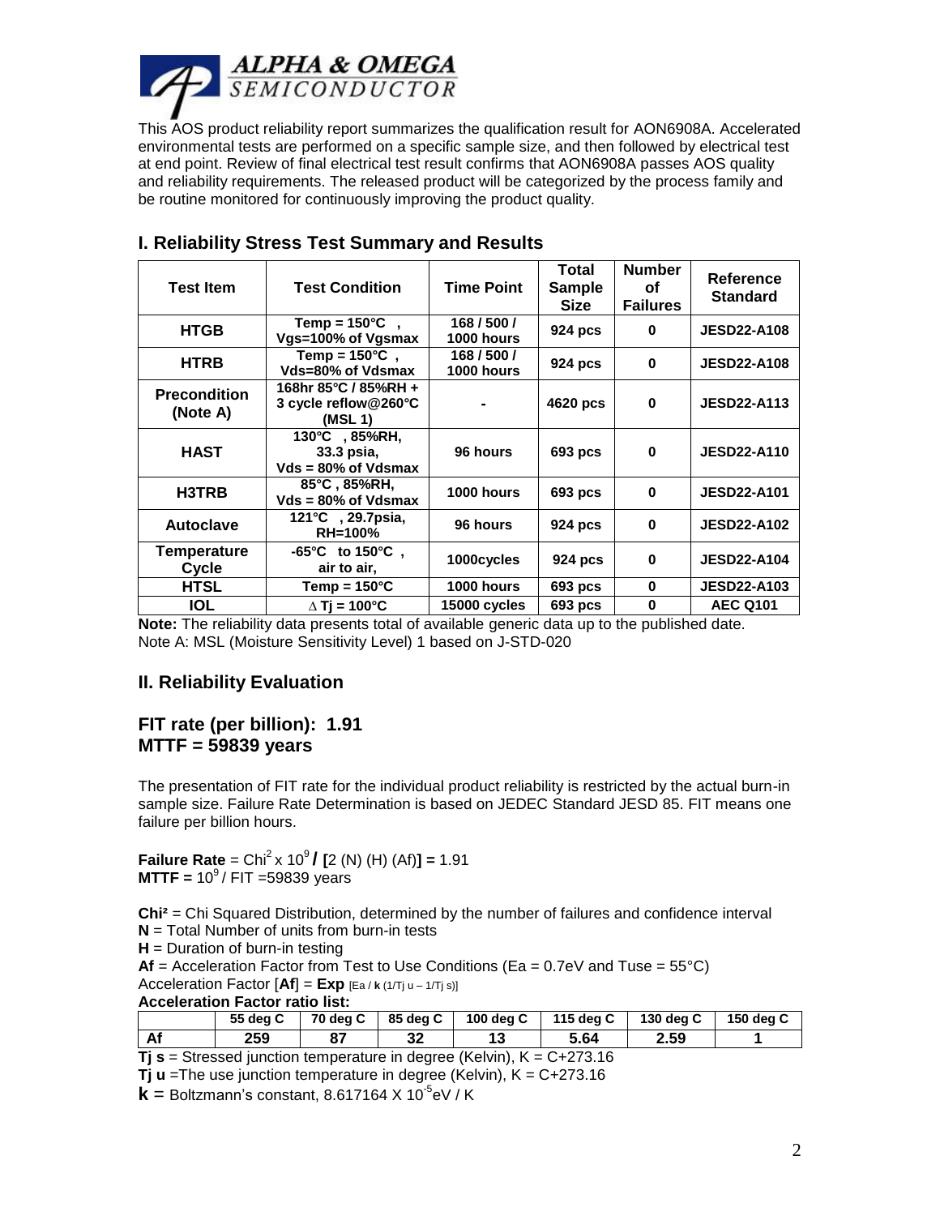This AOS product reliability report summarizes the qualification result for AON6908A. Accelerated environmental tests are performed on a specific sample size, and then followed by electrical test at end point. Review of final electrical test result confirms that AON6908A passes AOS quality and reliability requirements. The released product will be categorized by the process family and be routine monitored for continuously improving the product quality.

## I. Reliability Stress Test Summary and Results

| Test Item | Test Condition | Time Point | Total Sample Size | Number of Failures | Reference Standard |
|---|---|---|---|---|---|
| HTGB | Temp = 150°C , Vgs=100% of Vgsmax | 168 / 500 / 1000 hours | 924 pcs | 0 | JESD22-A108 |
| HTRB | Temp = 150°C , Vds=80% of Vdsmax | 168 / 500 / 1000 hours | 924 pcs | 0 | JESD22-A108 |
| Precondition (Note A) | 168hr 85°C / 85%RH + 3 cycle reflow@260°C (MSL 1) | - | 4620 pcs | 0 | JESD22-A113 |
| HAST | 130°C , 85%RH, 33.3 psia, Vds = 80% of Vdsmax | 96 hours | 693 pcs | 0 | JESD22-A110 |
| H3TRB | 85°C , 85%RH, Vds = 80% of Vdsmax | 1000 hours | 693 pcs | 0 | JESD22-A101 |
| Autoclave | 121°C , 29.7psia, RH=100% | 96 hours | 924 pcs | 0 | JESD22-A102 |
| Temperature Cycle | -65°C to 150°C , air to air, | 1000cycles | 924 pcs | 0 | JESD22-A104 |
| HTSL | Temp = 150°C | 1000 hours | 693 pcs | 0 | JESD22-A103 |
| IOL | $\Delta$ Tj = 100°C | 15000 cycles | 693 pcs | 0 | AEC Q101 |

**Note:** The reliability data presents total of available generic data up to the published date.
Note A: MSL (Moisture Sensitivity Level) 1 based on J-STD-020

## II. Reliability Evaluation

### FIT rate (per billion): 1.91
### MTTF = 59839 years

The presentation of FIT rate for the individual product reliability is restricted by the actual burn-in sample size. Failure Rate Determination is based on JEDEC Standard JESD 85. FIT means one failure per billion hours.

**Failure Rate** = $Chi^2 \times 10^9$ **/ [**2 (N) (H) (Af)**] =** 1.91
**MTTF =** $10^9$ / FIT =59839 years

**Chi²** = Chi Squared Distribution, determined by the number of failures and confidence interval
**N** = Total Number of units from burn-in tests
**H** = Duration of burn-in testing
**Af** = Acceleration Factor from Test to Use Conditions (Ea = 0.7eV and Tuse = 55°C)
Acceleration Factor [**Af**] = **Exp** [Ea / **k** (1/Tj u – 1/Tj s)]
**Acceleration Factor ratio list:**

| | 55 deg C | 70 deg C | 85 deg C | 100 deg C | 115 deg C | 130 deg C | 150 deg C |
|---|---|---|---|---|---|---|---|
| Af | 259 | 87 | 32 | 13 | 5.64 | 2.59 | 1 |

**Tj s** = Stressed junction temperature in degree (Kelvin), K = C+273.16
**Tj u** =The use junction temperature in degree (Kelvin), K = C+273.16
**k** = Boltzmann's constant, $8.617164 \times 10^{-5}$eV / K